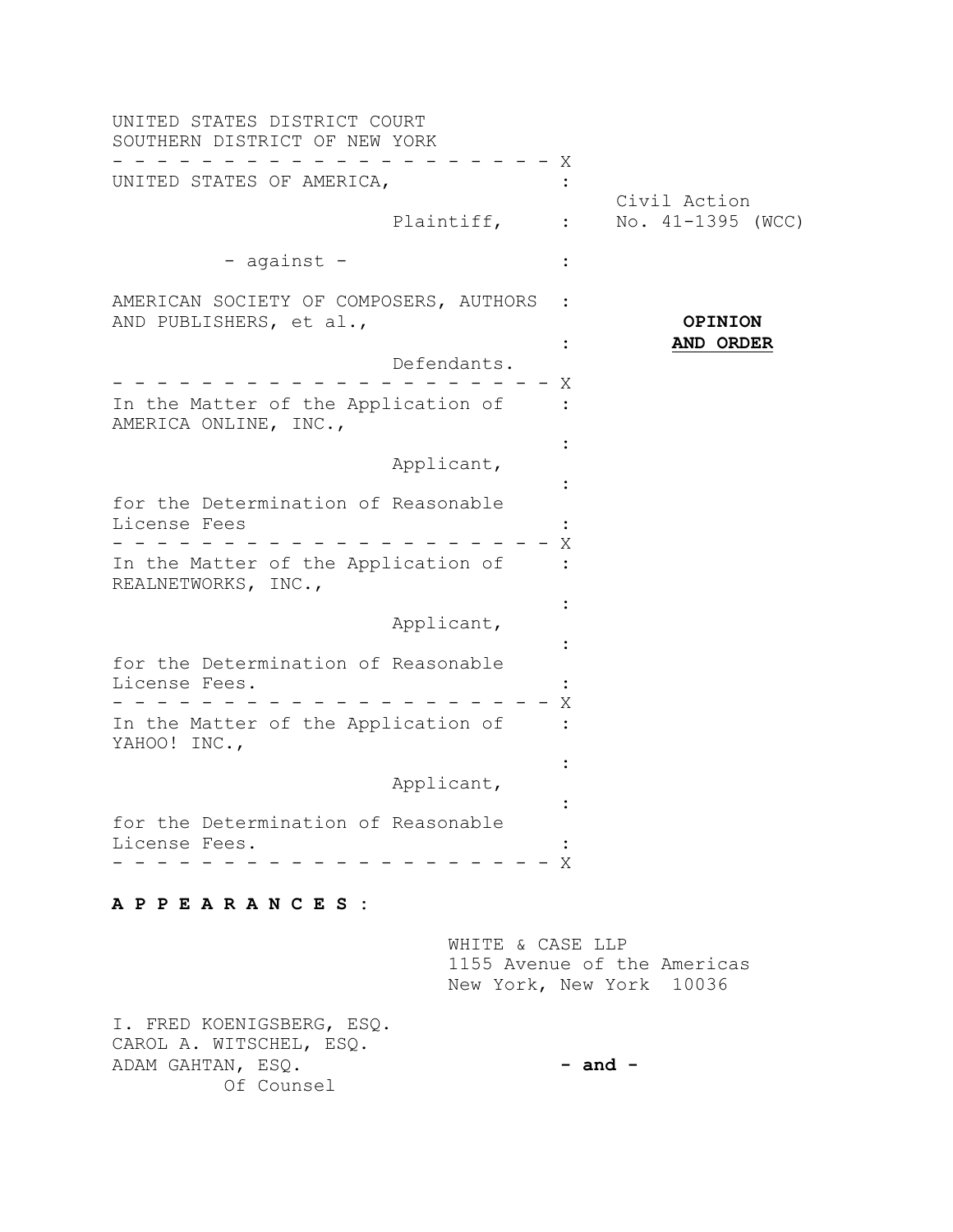UNITED STATES DISTRICT COURT
SOUTHERN DISTRICT OF NEW YORK

UNITED STATES OF AMERICA,

Plaintiff,

- against -

AMERICAN SOCIETY OF COMPOSERS, AUTHORS AND PUBLISHERS, et al.,

Defendants.

Civil Action No. 41-1395 (WCC)

**OPINION AND ORDER**

In the Matter of the Application of AMERICA ONLINE, INC.,

Applicant,

for the Determination of Reasonable License Fees

In the Matter of the Application of REALNETWORKS, INC.,

Applicant,

for the Determination of Reasonable License Fees.

In the Matter of the Application of YAHOO! INC.,

Applicant,

for the Determination of Reasonable License Fees.

**A P P E A R A N C E S :**

WHITE & CASE LLP
1155 Avenue of the Americas
New York, New York 10036

I. FRED KOENIGSBERG, ESQ.
CAROL A. WITSCHEL, ESQ.
ADAM GAHTAN, ESQ.
Of Counsel

**- and -**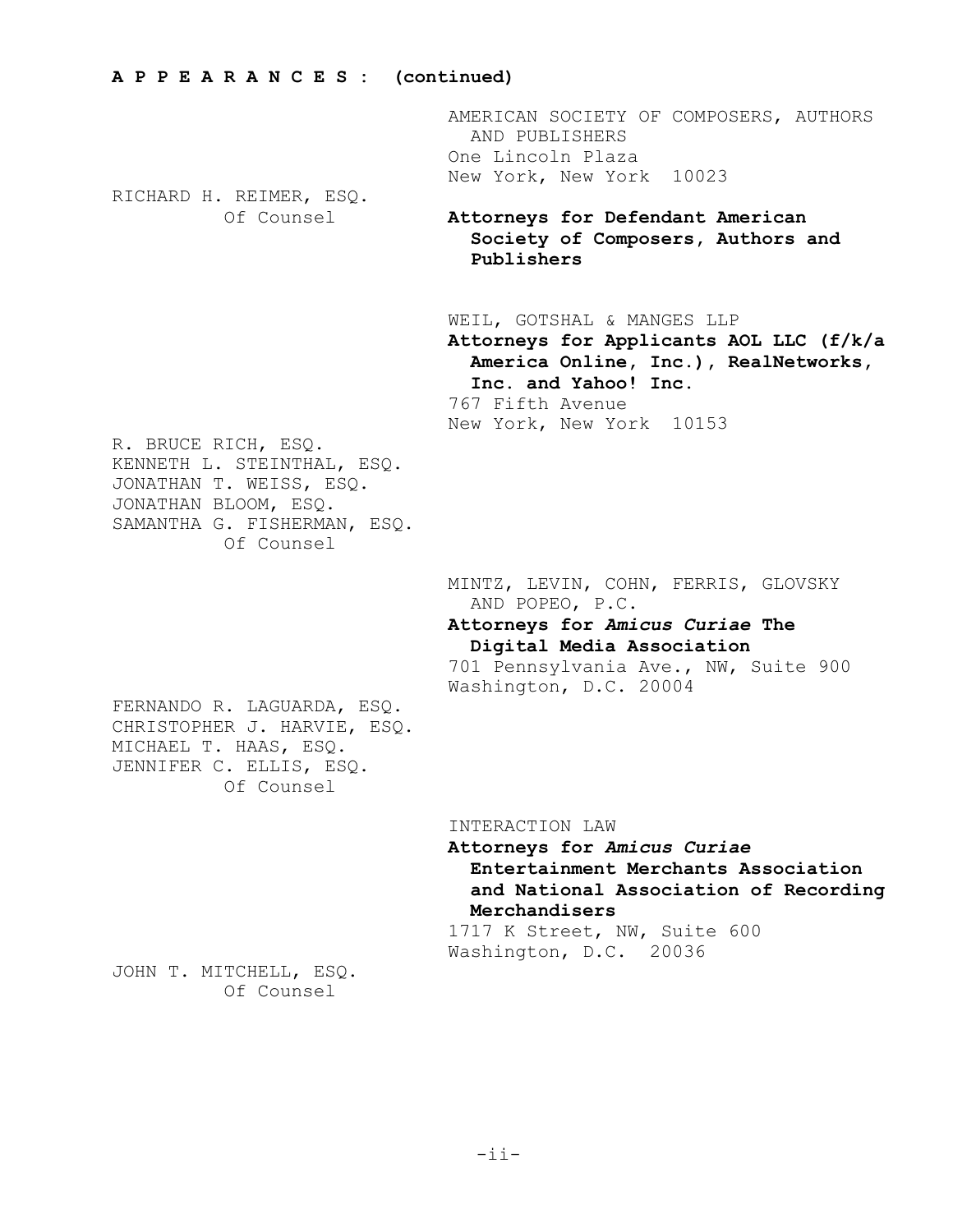**A P P E A R A N C E S : (continued)**

AMERICAN SOCIETY OF COMPOSERS, AUTHORS AND PUBLISHERS
One Lincoln Plaza
New York, New York 10023

RICHARD H. REIMER, ESQ.
Of Counsel

**Attorneys for Defendant American Society of Composers, Authors and Publishers**

WEIL, GOTSHAL & MANGES LLP
**Attorneys for Applicants AOL LLC (f/k/a America Online, Inc.), RealNetworks, Inc. and Yahoo! Inc.**
767 Fifth Avenue
New York, New York 10153

R. BRUCE RICH, ESQ.
KENNETH L. STEINTHAL, ESQ.
JONATHAN T. WEISS, ESQ.
JONATHAN BLOOM, ESQ.
SAMANTHA G. FISHERMAN, ESQ.
Of Counsel

MINTZ, LEVIN, COHN, FERRIS, GLOVSKY AND POPEO, P.C.
**Attorneys for *Amicus Curiae* The Digital Media Association**
701 Pennsylvania Ave., NW, Suite 900
Washington, D.C. 20004

FERNANDO R. LAGUARDA, ESQ.
CHRISTOPHER J. HARVIE, ESQ.
MICHAEL T. HAAS, ESQ.
JENNIFER C. ELLIS, ESQ.
Of Counsel

INTERACTION LAW
**Attorneys for *Amicus Curiae* Entertainment Merchants Association and National Association of Recording Merchandisers**
1717 K Street, NW, Suite 600
Washington, D.C. 20036

JOHN T. MITCHELL, ESQ.
Of Counsel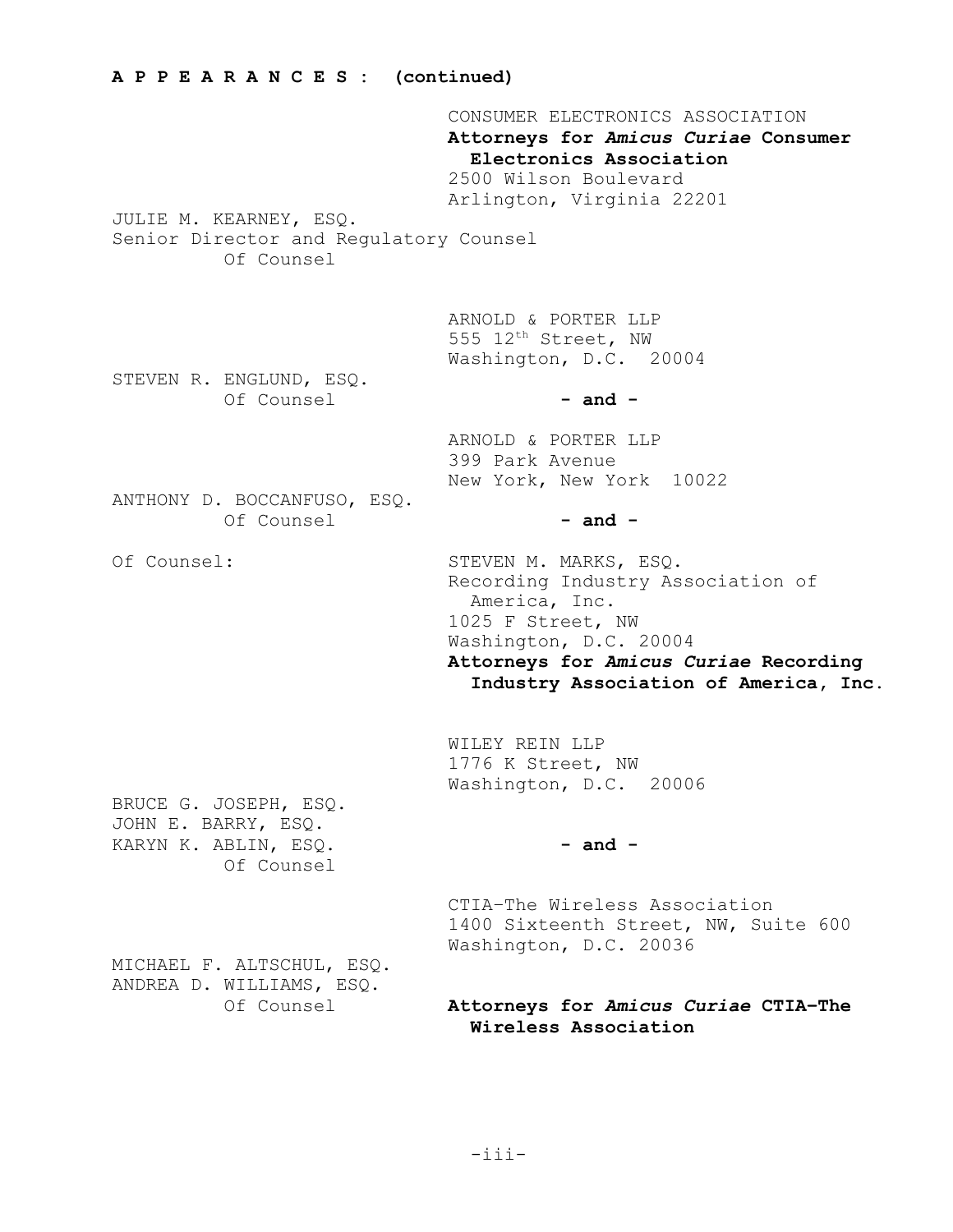**A P P E A R A N C E S : (continued)**

CONSUMER ELECTRONICS ASSOCIATION
**Attorneys for *Amicus Curiae* Consumer Electronics Association**
2500 Wilson Boulevard
Arlington, Virginia 22201

JULIE M. KEARNEY, ESQ.
Senior Director and Regulatory Counsel
Of Counsel

ARNOLD & PORTER LLP
555 12th Street, NW
Washington, D.C. 20004

STEVEN R. ENGLUND, ESQ.
Of Counsel

**- and -**

ARNOLD & PORTER LLP
399 Park Avenue
New York, New York 10022

ANTHONY D. BOCCANFUSO, ESQ.
Of Counsel

**- and -**

Of Counsel:

STEVEN M. MARKS, ESQ.
Recording Industry Association of America, Inc.
1025 F Street, NW
Washington, D.C. 20004
**Attorneys for *Amicus Curiae* Recording Industry Association of America, Inc.**

WILEY REIN LLP
1776 K Street, NW
Washington, D.C. 20006

BRUCE G. JOSEPH, ESQ.
JOHN E. BARRY, ESQ.
KARYN K. ABLIN, ESQ.
Of Counsel

**- and -**

CTIA–The Wireless Association
1400 Sixteenth Street, NW, Suite 600
Washington, D.C. 20036

MICHAEL F. ALTSCHUL, ESQ.
ANDREA D. WILLIAMS, ESQ.
Of Counsel

**Attorneys for *Amicus Curiae* CTIA–The Wireless Association**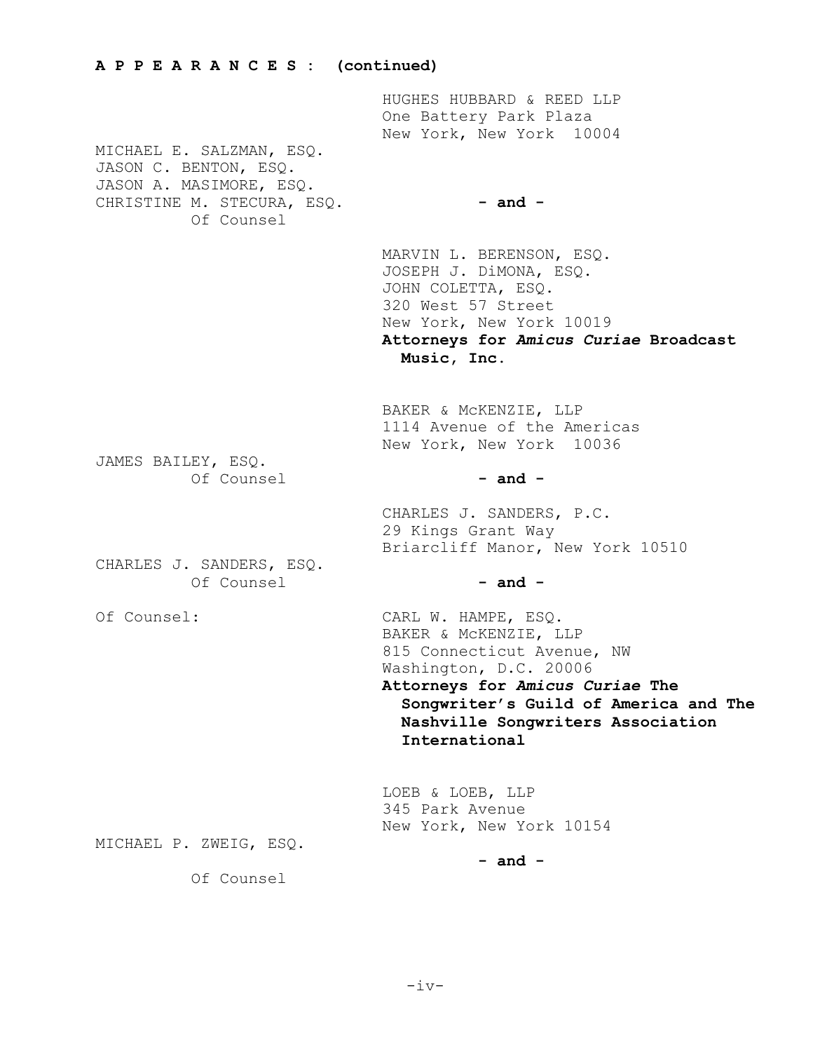**A P P E A R A N C E S : (continued)**

HUGHES HUBBARD & REED LLP
One Battery Park Plaza
New York, New York 10004

MICHAEL E. SALZMAN, ESQ.
JASON C. BENTON, ESQ.
JASON A. MASIMORE, ESQ.
CHRISTINE M. STECURA, ESQ.
Of Counsel

**- and -**

MARVIN L. BERENSON, ESQ.
JOSEPH J. DiMONA, ESQ.
JOHN COLETTA, ESQ.
320 West 57 Street
New York, New York 10019
**Attorneys for *Amicus Curiae* Broadcast Music, Inc.**

BAKER & McKENZIE, LLP
1114 Avenue of the Americas
New York, New York 10036

JAMES BAILEY, ESQ.
Of Counsel

**- and -**

CHARLES J. SANDERS, P.C.
29 Kings Grant Way
Briarcliff Manor, New York 10510

CHARLES J. SANDERS, ESQ.
Of Counsel

**- and -**

Of Counsel:

CARL W. HAMPE, ESQ.
BAKER & McKENZIE, LLP
815 Connecticut Avenue, NW
Washington, D.C. 20006
**Attorneys for *Amicus Curiae* The Songwriter's Guild of America and The Nashville Songwriters Association International**

LOEB & LOEB, LLP
345 Park Avenue
New York, New York 10154

MICHAEL P. ZWEIG, ESQ.
Of Counsel

**- and -**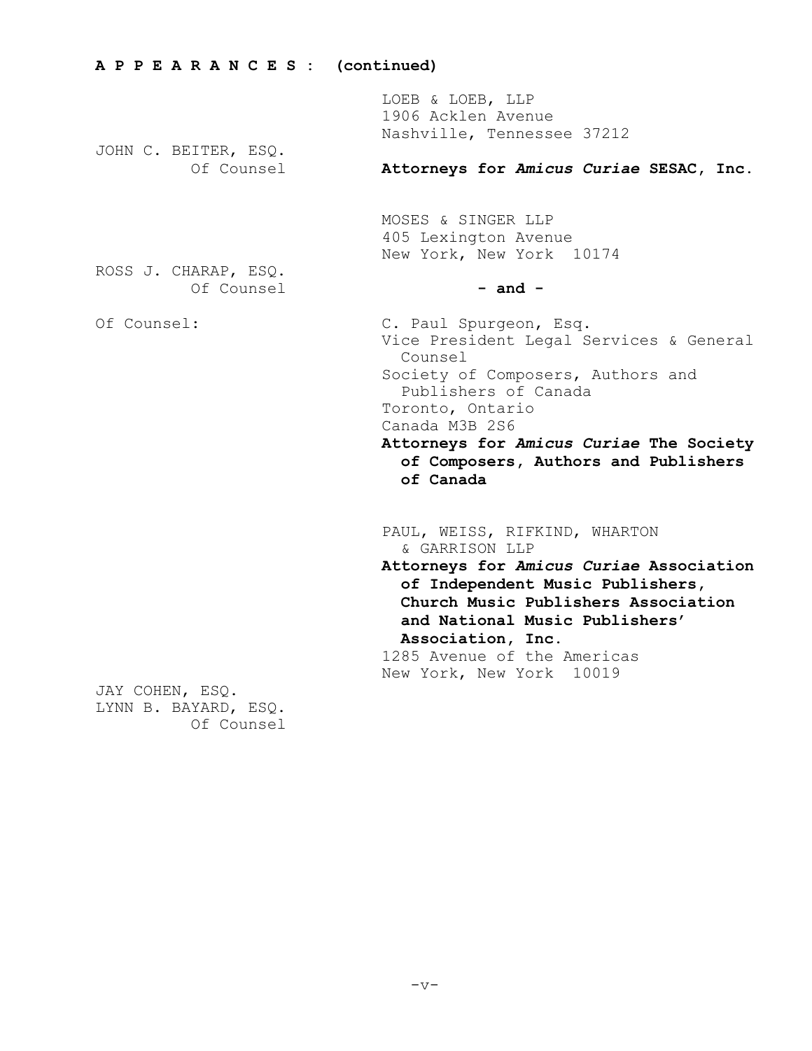**A P P E A R A N C E S : (continued)**

LOEB & LOEB, LLP
1906 Acklen Avenue
Nashville, Tennessee 37212

**Attorneys for *Amicus Curiae* SESAC, Inc.**

JOHN C. BEITER, ESQ.
Of Counsel

MOSES & SINGER LLP
405 Lexington Avenue
New York, New York 10174

**- and -**

C. Paul Spurgeon, Esq.
Vice President Legal Services & General Counsel
Society of Composers, Authors and Publishers of Canada
Toronto, Ontario
Canada M3B 2S6

**Attorneys for *Amicus Curiae* The Society of Composers, Authors and Publishers of Canada**

ROSS J. CHARAP, ESQ.
Of Counsel

Of Counsel:

PAUL, WEISS, RIFKIND, WHARTON & GARRISON LLP

**Attorneys for *Amicus Curiae* Association of Independent Music Publishers, Church Music Publishers Association and National Music Publishers' Association, Inc.**

1285 Avenue of the Americas
New York, New York 10019

JAY COHEN, ESQ.
LYNN B. BAYARD, ESQ.
Of Counsel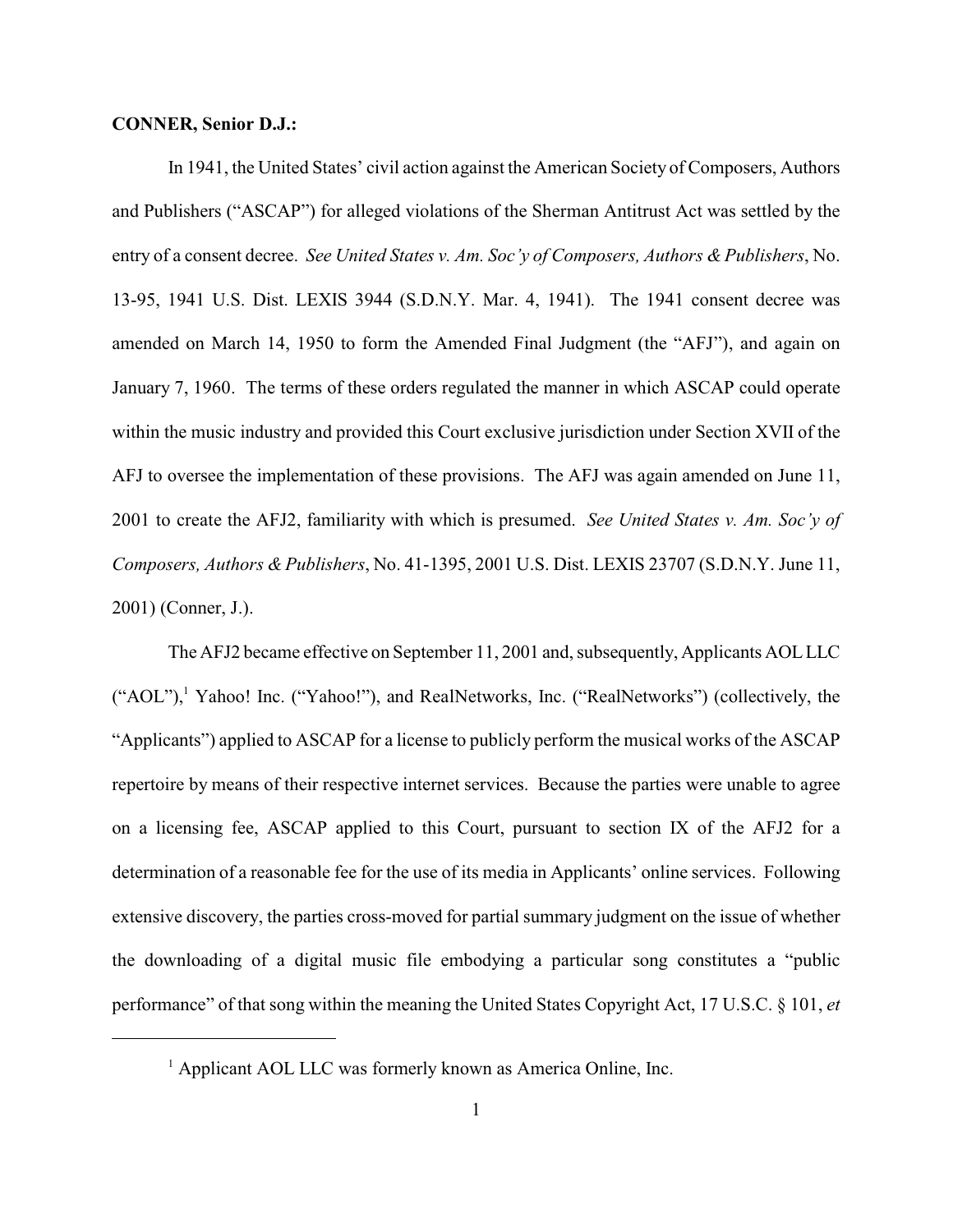**CONNER, Senior D.J.:**

In 1941, the United States' civil action against the American Society of Composers, Authors and Publishers ("ASCAP") for alleged violations of the Sherman Antitrust Act was settled by the entry of a consent decree. *See United States v. Am. Soc'y of Composers, Authors & Publishers*, No. 13-95, 1941 U.S. Dist. LEXIS 3944 (S.D.N.Y. Mar. 4, 1941). The 1941 consent decree was amended on March 14, 1950 to form the Amended Final Judgment (the "AFJ"), and again on January 7, 1960. The terms of these orders regulated the manner in which ASCAP could operate within the music industry and provided this Court exclusive jurisdiction under Section XVII of the AFJ to oversee the implementation of these provisions. The AFJ was again amended on June 11, 2001 to create the AFJ2, familiarity with which is presumed. *See United States v. Am. Soc'y of Composers, Authors & Publishers*, No. 41-1395, 2001 U.S. Dist. LEXIS 23707 (S.D.N.Y. June 11, 2001) (Conner, J.).

The AFJ2 became effective on September 11, 2001 and, subsequently, Applicants AOL LLC ("AOL"),[1] Yahoo! Inc. ("Yahoo!"), and RealNetworks, Inc. ("RealNetworks") (collectively, the "Applicants") applied to ASCAP for a license to publicly perform the musical works of the ASCAP repertoire by means of their respective internet services. Because the parties were unable to agree on a licensing fee, ASCAP applied to this Court, pursuant to section IX of the AFJ2 for a determination of a reasonable fee for the use of its media in Applicants' online services. Following extensive discovery, the parties cross-moved for partial summary judgment on the issue of whether the downloading of a digital music file embodying a particular song constitutes a "public performance" of that song within the meaning the United States Copyright Act, 17 U.S.C. § 101, *et*

[1] Applicant AOL LLC was formerly known as America Online, Inc.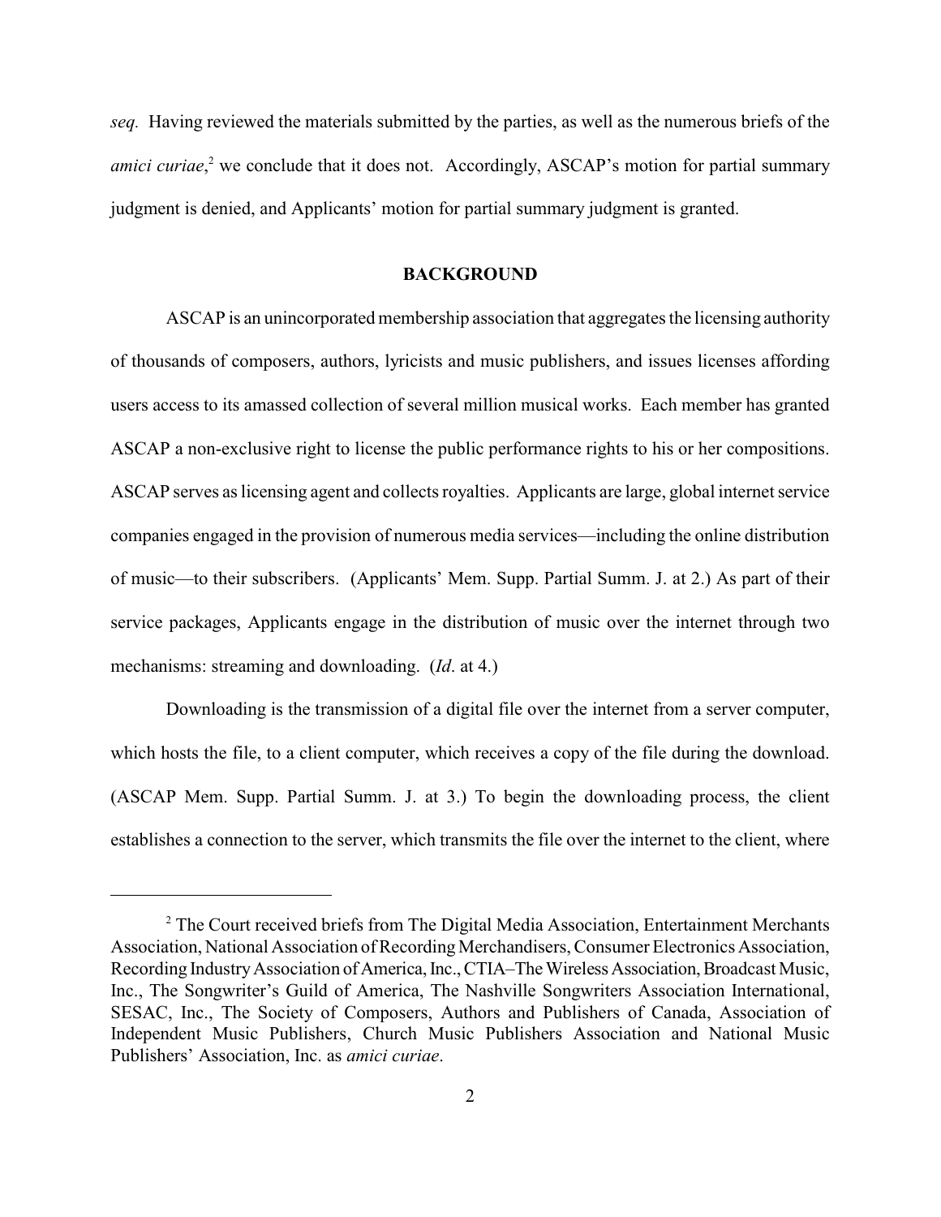*seq.* Having reviewed the materials submitted by the parties, as well as the numerous briefs of the *amici curiae*,[2] we conclude that it does not. Accordingly, ASCAP's motion for partial summary judgment is denied, and Applicants' motion for partial summary judgment is granted.

## BACKGROUND

ASCAP is an unincorporated membership association that aggregates the licensing authority of thousands of composers, authors, lyricists and music publishers, and issues licenses affording users access to its amassed collection of several million musical works. Each member has granted ASCAP a non-exclusive right to license the public performance rights to his or her compositions. ASCAP serves as licensing agent and collects royalties. Applicants are large, global internet service companies engaged in the provision of numerous media services—including the online distribution of music—to their subscribers. (Applicants' Mem. Supp. Partial Summ. J. at 2.) As part of their service packages, Applicants engage in the distribution of music over the internet through two mechanisms: streaming and downloading. (*Id*. at 4.)

Downloading is the transmission of a digital file over the internet from a server computer, which hosts the file, to a client computer, which receives a copy of the file during the download. (ASCAP Mem. Supp. Partial Summ. J. at 3.) To begin the downloading process, the client establishes a connection to the server, which transmits the file over the internet to the client, where

---

[2] The Court received briefs from The Digital Media Association, Entertainment Merchants Association, National Association of Recording Merchandisers, Consumer Electronics Association, Recording Industry Association of America, Inc., CTIA–The Wireless Association, Broadcast Music, Inc., The Songwriter's Guild of America, The Nashville Songwriters Association International, SESAC, Inc., The Society of Composers, Authors and Publishers of Canada, Association of Independent Music Publishers, Church Music Publishers Association and National Music Publishers' Association, Inc. as *amici curiae*.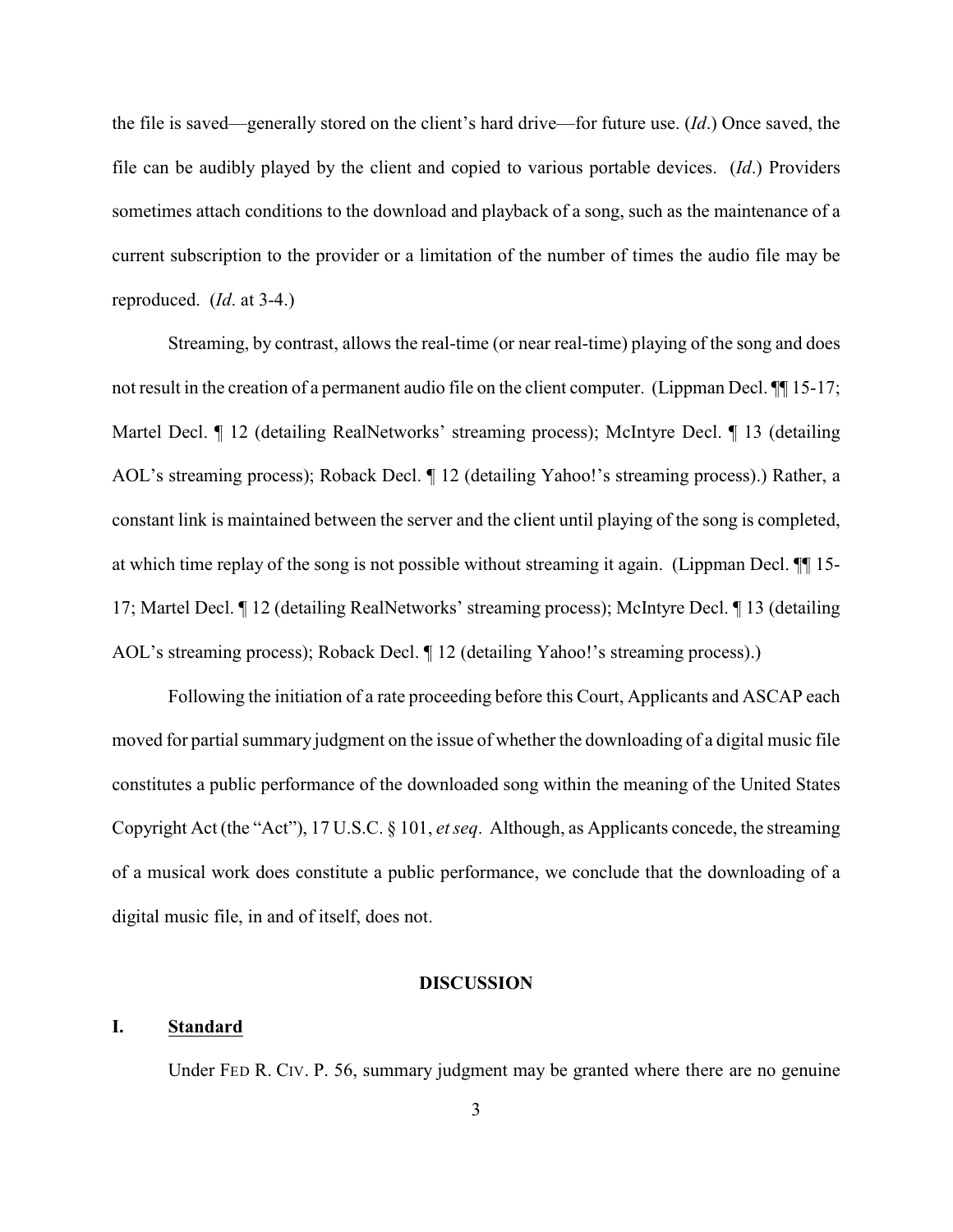the file is saved—generally stored on the client's hard drive—for future use. (*Id*.) Once saved, the file can be audibly played by the client and copied to various portable devices. (*Id*.) Providers sometimes attach conditions to the download and playback of a song, such as the maintenance of a current subscription to the provider or a limitation of the number of times the audio file may be reproduced. (*Id*. at 3-4.)

Streaming, by contrast, allows the real-time (or near real-time) playing of the song and does not result in the creation of a permanent audio file on the client computer. (Lippman Decl. ¶¶ 15-17; Martel Decl. ¶ 12 (detailing RealNetworks' streaming process); McIntyre Decl. ¶ 13 (detailing AOL's streaming process); Roback Decl. ¶ 12 (detailing Yahoo!'s streaming process).) Rather, a constant link is maintained between the server and the client until playing of the song is completed, at which time replay of the song is not possible without streaming it again. (Lippman Decl. ¶¶ 15-17; Martel Decl. ¶ 12 (detailing RealNetworks' streaming process); McIntyre Decl. ¶ 13 (detailing AOL's streaming process); Roback Decl. ¶ 12 (detailing Yahoo!'s streaming process).)

Following the initiation of a rate proceeding before this Court, Applicants and ASCAP each moved for partial summary judgment on the issue of whether the downloading of a digital music file constitutes a public performance of the downloaded song within the meaning of the United States Copyright Act (the "Act"), 17 U.S.C. § 101, *et seq*. Although, as Applicants concede, the streaming of a musical work does constitute a public performance, we conclude that the downloading of a digital music file, in and of itself, does not.

## DISCUSSION

### I. Standard

Under FED R. CIV. P. 56, summary judgment may be granted where there are no genuine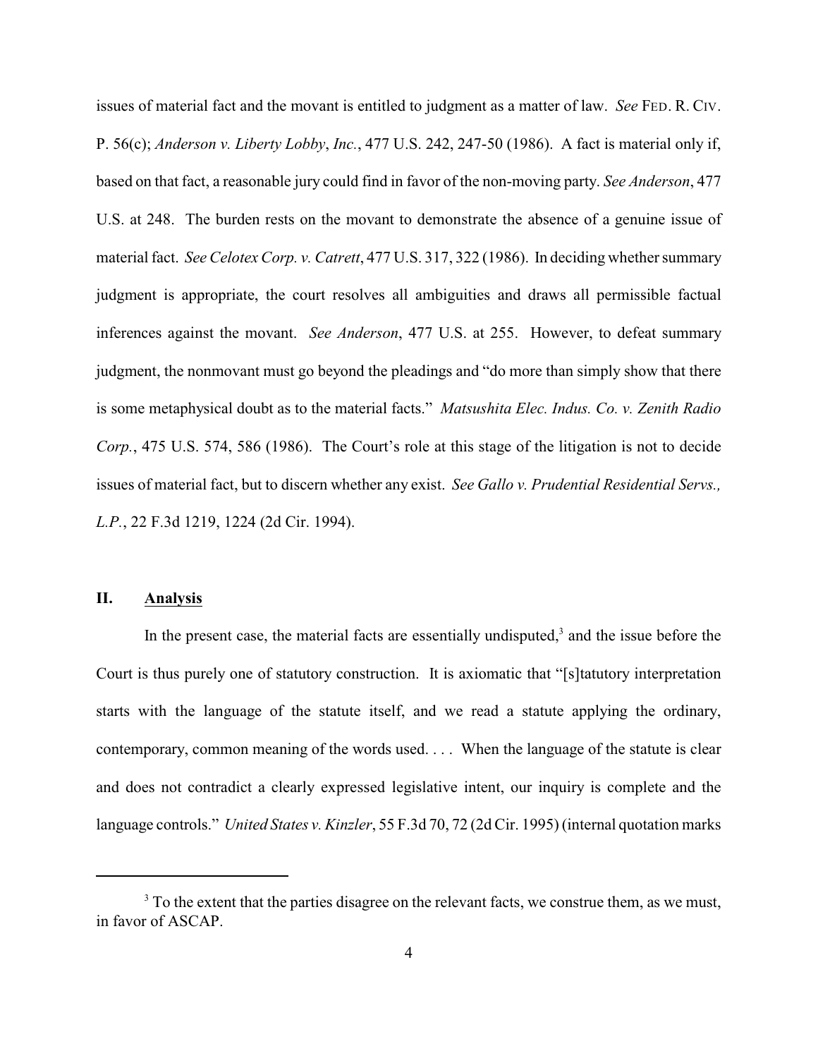issues of material fact and the movant is entitled to judgment as a matter of law. *See* FED. R. CIV. P. 56(c); *Anderson v. Liberty Lobby, Inc.*, 477 U.S. 242, 247-50 (1986). A fact is material only if, based on that fact, a reasonable jury could find in favor of the non-moving party. *See Anderson*, 477 U.S. at 248. The burden rests on the movant to demonstrate the absence of a genuine issue of material fact. *See Celotex Corp. v. Catrett*, 477 U.S. 317, 322 (1986). In deciding whether summary judgment is appropriate, the court resolves all ambiguities and draws all permissible factual inferences against the movant. *See Anderson*, 477 U.S. at 255. However, to defeat summary judgment, the nonmovant must go beyond the pleadings and "do more than simply show that there is some metaphysical doubt as to the material facts." *Matsushita Elec. Indus. Co. v. Zenith Radio Corp.*, 475 U.S. 574, 586 (1986). The Court's role at this stage of the litigation is not to decide issues of material fact, but to discern whether any exist. *See Gallo v. Prudential Residential Servs., L.P.*, 22 F.3d 1219, 1224 (2d Cir. 1994).

## II. Analysis

In the present case, the material facts are essentially undisputed,[3] and the issue before the Court is thus purely one of statutory construction. It is axiomatic that "[s]tatutory interpretation starts with the language of the statute itself, and we read a statute applying the ordinary, contemporary, common meaning of the words used. . . . When the language of the statute is clear and does not contradict a clearly expressed legislative intent, our inquiry is complete and the language controls." *United States v. Kinzler*, 55 F.3d 70, 72 (2d Cir. 1995) (internal quotation marks

[3] To the extent that the parties disagree on the relevant facts, we construe them, as we must, in favor of ASCAP.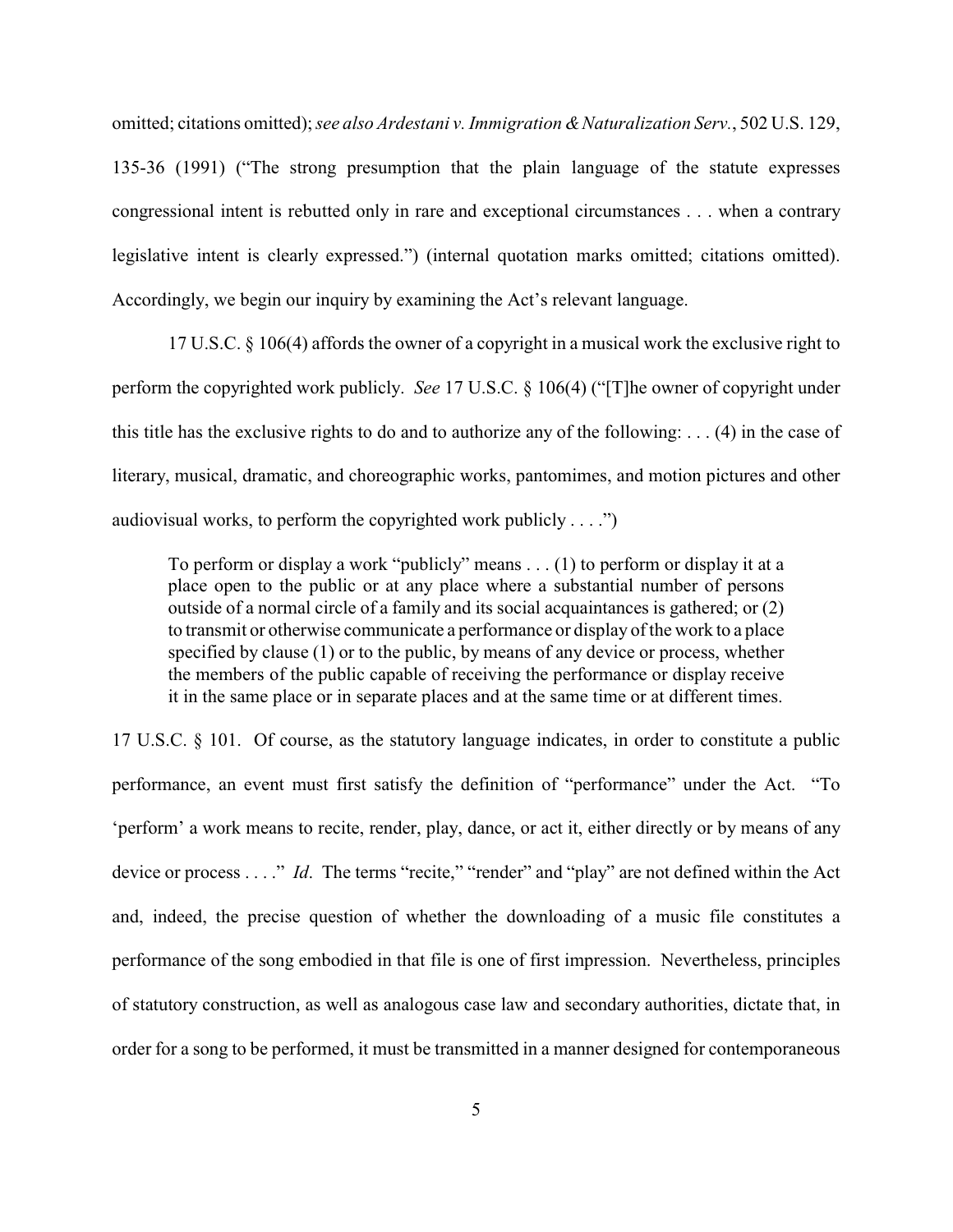omitted; citations omitted); *see also Ardestani v. Immigration & Naturalization Serv.*, 502 U.S. 129, 135-36 (1991) ("The strong presumption that the plain language of the statute expresses congressional intent is rebutted only in rare and exceptional circumstances . . . when a contrary legislative intent is clearly expressed.") (internal quotation marks omitted; citations omitted). Accordingly, we begin our inquiry by examining the Act's relevant language.

17 U.S.C. § 106(4) affords the owner of a copyright in a musical work the exclusive right to perform the copyrighted work publicly. *See* 17 U.S.C. § 106(4) ("[T]he owner of copyright under this title has the exclusive rights to do and to authorize any of the following: . . . (4) in the case of literary, musical, dramatic, and choreographic works, pantomimes, and motion pictures and other audiovisual works, to perform the copyrighted work publicly . . . .")

> To perform or display a work "publicly" means . . . (1) to perform or display it at a place open to the public or at any place where a substantial number of persons outside of a normal circle of a family and its social acquaintances is gathered; or (2) to transmit or otherwise communicate a performance or display of the work to a place specified by clause (1) or to the public, by means of any device or process, whether the members of the public capable of receiving the performance or display receive it in the same place or in separate places and at the same time or at different times.

17 U.S.C. § 101. Of course, as the statutory language indicates, in order to constitute a public performance, an event must first satisfy the definition of "performance" under the Act. "To 'perform' a work means to recite, render, play, dance, or act it, either directly or by means of any device or process . . . ." *Id*. The terms "recite," "render" and "play" are not defined within the Act and, indeed, the precise question of whether the downloading of a music file constitutes a performance of the song embodied in that file is one of first impression. Nevertheless, principles of statutory construction, as well as analogous case law and secondary authorities, dictate that, in order for a song to be performed, it must be transmitted in a manner designed for contemporaneous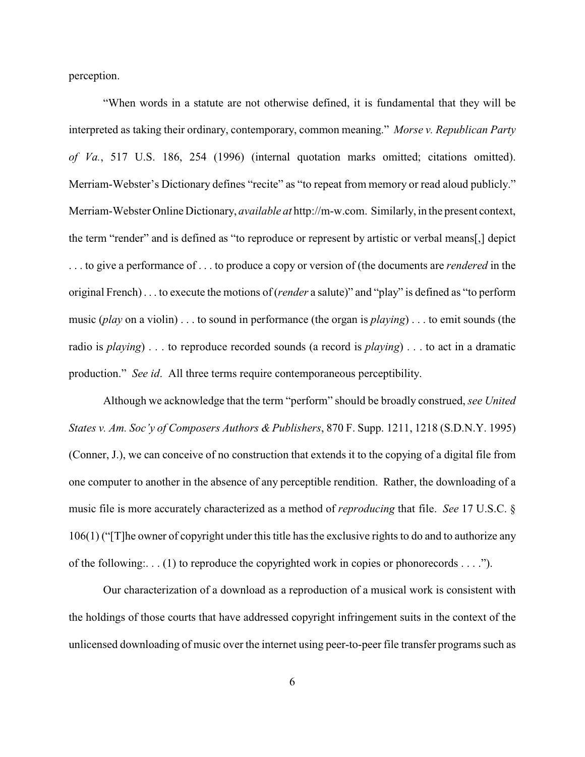perception.

"When words in a statute are not otherwise defined, it is fundamental that they will be interpreted as taking their ordinary, contemporary, common meaning." *Morse v. Republican Party of Va.*, 517 U.S. 186, 254 (1996) (internal quotation marks omitted; citations omitted). Merriam-Webster's Dictionary defines "recite" as "to repeat from memory or read aloud publicly." Merriam-Webster Online Dictionary, *available at* http://m-w.com. Similarly, in the present context, the term "render" and is defined as "to reproduce or represent by artistic or verbal means[,] depict . . . to give a performance of . . . to produce a copy or version of (the documents are *rendered* in the original French) . . . to execute the motions of (*render* a salute)" and "play" is defined as "to perform music (*play* on a violin) . . . to sound in performance (the organ is *playing*) . . . to emit sounds (the radio is *playing*) . . . to reproduce recorded sounds (a record is *playing*) . . . to act in a dramatic production." *See id*. All three terms require contemporaneous perceptibility.

Although we acknowledge that the term "perform" should be broadly construed, *see United States v. Am. Soc'y of Composers Authors & Publishers*, 870 F. Supp. 1211, 1218 (S.D.N.Y. 1995) (Conner, J.), we can conceive of no construction that extends it to the copying of a digital file from one computer to another in the absence of any perceptible rendition. Rather, the downloading of a music file is more accurately characterized as a method of *reproducing* that file. *See* 17 U.S.C. § 106(1) ("[T]he owner of copyright under this title has the exclusive rights to do and to authorize any of the following:. . . (1) to reproduce the copyrighted work in copies or phonorecords . . . .").

Our characterization of a download as a reproduction of a musical work is consistent with the holdings of those courts that have addressed copyright infringement suits in the context of the unlicensed downloading of music over the internet using peer-to-peer file transfer programs such as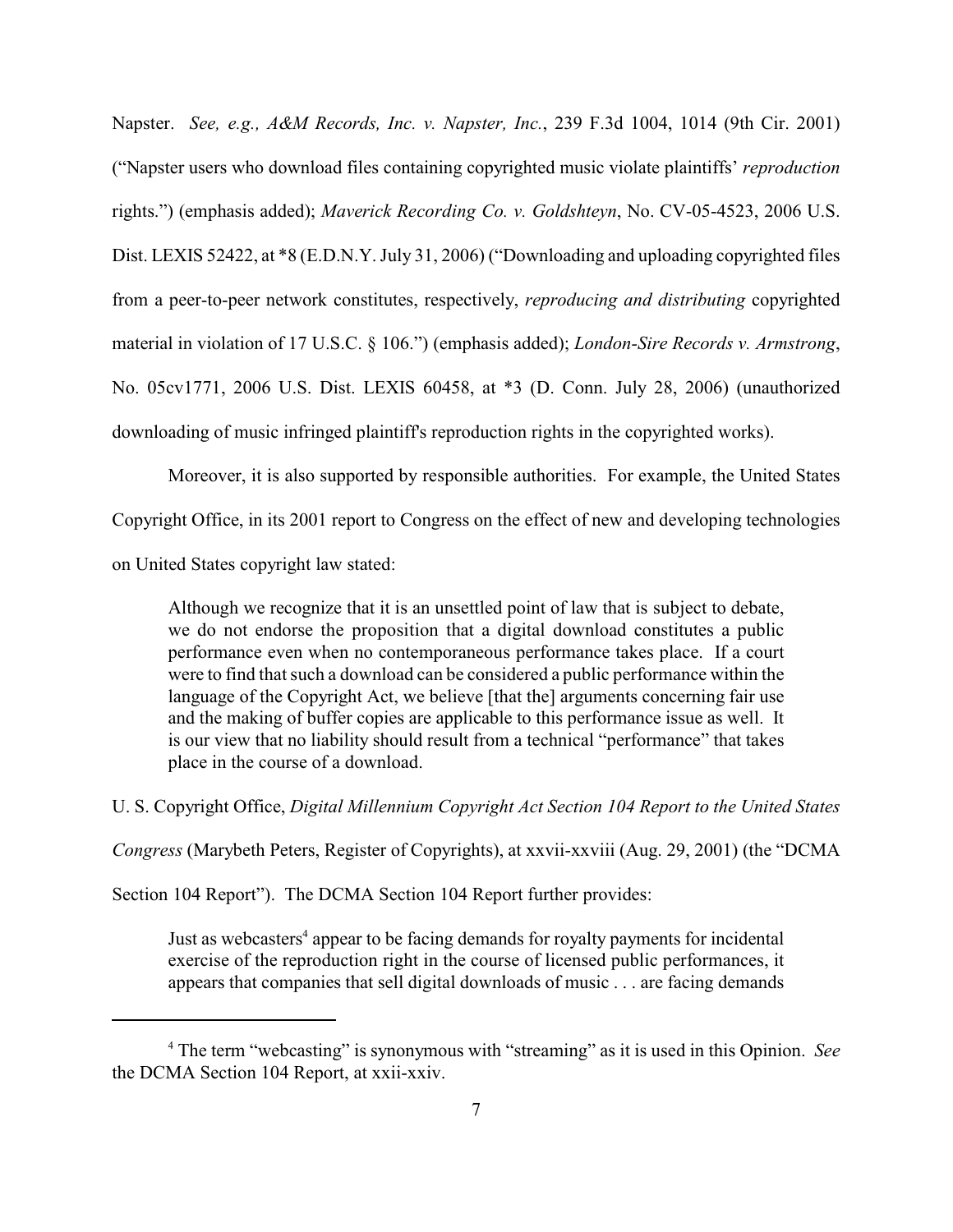Napster. *See, e.g., A&M Records, Inc. v. Napster, Inc.*, 239 F.3d 1004, 1014 (9th Cir. 2001) ("Napster users who download files containing copyrighted music violate plaintiffs' *reproduction* rights.") (emphasis added); *Maverick Recording Co. v. Goldshteyn*, No. CV-05-4523, 2006 U.S. Dist. LEXIS 52422, at *8 (E.D.N.Y. July 31, 2006) ("Downloading and uploading copyrighted files from a peer-to-peer network constitutes, respectively, *reproducing and distributing* copyrighted material in violation of 17 U.S.C. § 106.") (emphasis added); *London-Sire Records v. Armstrong*, No. 05cv1771, 2006 U.S. Dist. LEXIS 60458, at *3 (D. Conn. July 28, 2006) (unauthorized downloading of music infringed plaintiff's reproduction rights in the copyrighted works).

Moreover, it is also supported by responsible authorities. For example, the United States Copyright Office, in its 2001 report to Congress on the effect of new and developing technologies on United States copyright law stated:

> Although we recognize that it is an unsettled point of law that is subject to debate, we do not endorse the proposition that a digital download constitutes a public performance even when no contemporaneous performance takes place. If a court were to find that such a download can be considered a public performance within the language of the Copyright Act, we believe [that the] arguments concerning fair use and the making of buffer copies are applicable to this performance issue as well. It is our view that no liability should result from a technical "performance" that takes place in the course of a download.

U. S. Copyright Office, *Digital Millennium Copyright Act Section 104 Report to the United States Congress* (Marybeth Peters, Register of Copyrights), at xxvii-xxviii (Aug. 29, 2001) (the "DCMA Section 104 Report"). The DCMA Section 104 Report further provides:

> Just as webcasters[4] appear to be facing demands for royalty payments for incidental exercise of the reproduction right in the course of licensed public performances, it appears that companies that sell digital downloads of music . . . are facing demands

[4] The term "webcasting" is synonymous with "streaming" as it is used in this Opinion. *See* the DCMA Section 104 Report, at xxii-xxiv.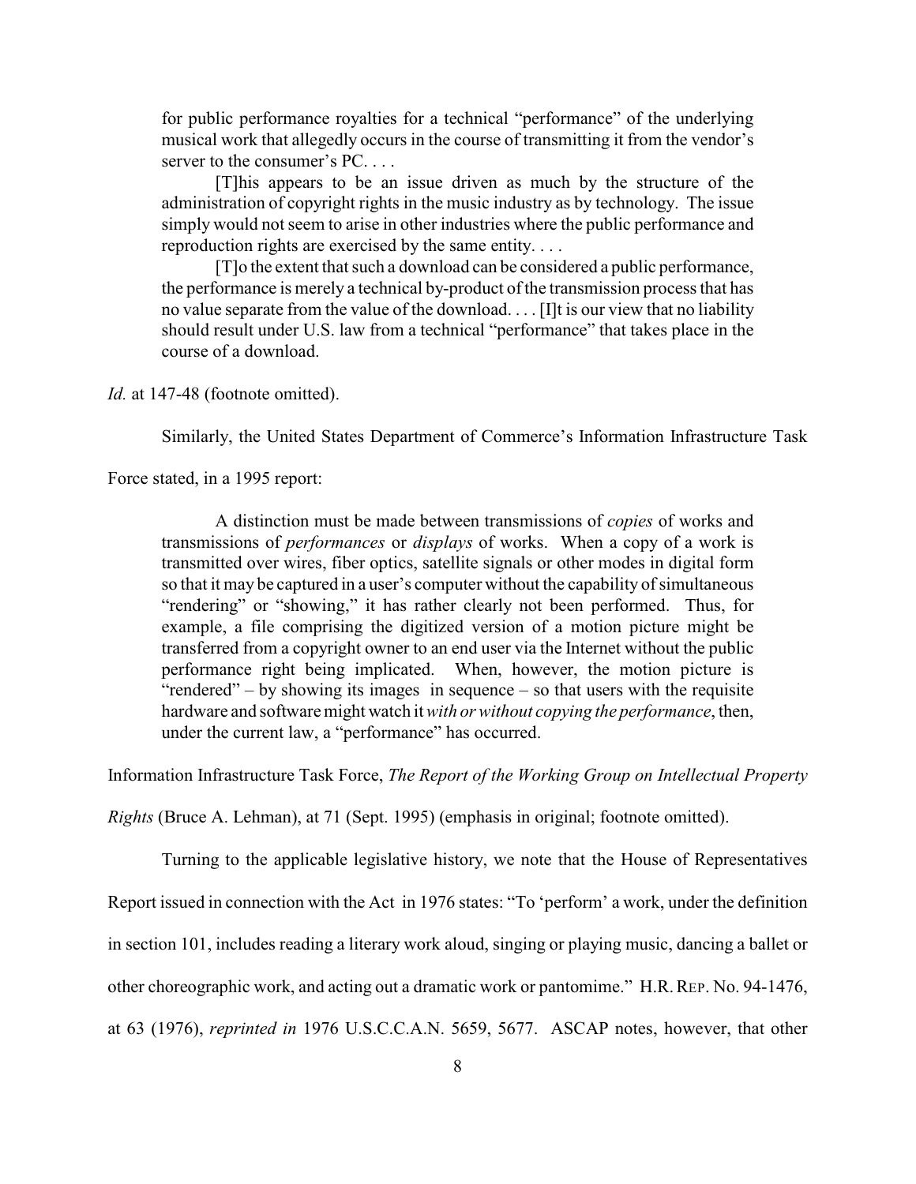> for public performance royalties for a technical "performance" of the underlying musical work that allegedly occurs in the course of transmitting it from the vendor's server to the consumer's PC. . . .
>
> [T]his appears to be an issue driven as much by the structure of the administration of copyright rights in the music industry as by technology. The issue simply would not seem to arise in other industries where the public performance and reproduction rights are exercised by the same entity. . . .
>
> [T]o the extent that such a download can be considered a public performance, the performance is merely a technical by-product of the transmission process that has no value separate from the value of the download. . . . [I]t is our view that no liability should result under U.S. law from a technical "performance" that takes place in the course of a download.

*Id.* at 147-48 (footnote omitted).

Similarly, the United States Department of Commerce's Information Infrastructure Task Force stated, in a 1995 report:

> A distinction must be made between transmissions of *copies* of works and transmissions of *performances* or *displays* of works. When a copy of a work is transmitted over wires, fiber optics, satellite signals or other modes in digital form so that it may be captured in a user's computer without the capability of simultaneous "rendering" or "showing," it has rather clearly not been performed. Thus, for example, a file comprising the digitized version of a motion picture might be transferred from a copyright owner to an end user via the Internet without the public performance right being implicated. When, however, the motion picture is "rendered" – by showing its images in sequence – so that users with the requisite hardware and software might watch it *with or without copying the performance*, then, under the current law, a "performance" has occurred.

Information Infrastructure Task Force, *The Report of the Working Group on Intellectual Property Rights* (Bruce A. Lehman), at 71 (Sept. 1995) (emphasis in original; footnote omitted).

Turning to the applicable legislative history, we note that the House of Representatives Report issued in connection with the Act in 1976 states: "To 'perform' a work, under the definition in section 101, includes reading a literary work aloud, singing or playing music, dancing a ballet or other choreographic work, and acting out a dramatic work or pantomime." H.R. REP. No. 94-1476, at 63 (1976), *reprinted in* 1976 U.S.C.C.A.N. 5659, 5677. ASCAP notes, however, that other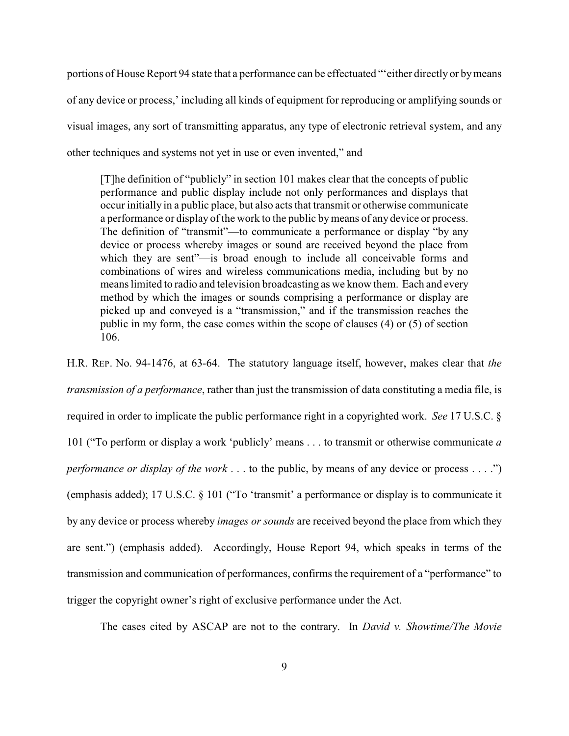portions of House Report 94 state that a performance can be effectuated "'either directly or by means of any device or process,' including all kinds of equipment for reproducing or amplifying sounds or visual images, any sort of transmitting apparatus, any type of electronic retrieval system, and any other techniques and systems not yet in use or even invented," and

> [T]he definition of "publicly" in section 101 makes clear that the concepts of public performance and public display include not only performances and displays that occur initially in a public place, but also acts that transmit or otherwise communicate a performance or display of the work to the public by means of any device or process. The definition of "transmit"—to communicate a performance or display "by any device or process whereby images or sound are received beyond the place from which they are sent"—is broad enough to include all conceivable forms and combinations of wires and wireless communications media, including but by no means limited to radio and television broadcasting as we know them. Each and every method by which the images or sounds comprising a performance or display are picked up and conveyed is a "transmission," and if the transmission reaches the public in my form, the case comes within the scope of clauses (4) or (5) of section 106.

H.R. REP. No. 94-1476, at 63-64. The statutory language itself, however, makes clear that *the transmission of a performance*, rather than just the transmission of data constituting a media file, is required in order to implicate the public performance right in a copyrighted work. *See* 17 U.S.C. § 101 ("To perform or display a work 'publicly' means . . . to transmit or otherwise communicate *a performance or display of the work* . . . to the public, by means of any device or process . . . .") (emphasis added); 17 U.S.C. § 101 ("To 'transmit' a performance or display is to communicate it by any device or process whereby *images or sounds* are received beyond the place from which they are sent.") (emphasis added). Accordingly, House Report 94, which speaks in terms of the transmission and communication of performances, confirms the requirement of a "performance" to trigger the copyright owner's right of exclusive performance under the Act.

The cases cited by ASCAP are not to the contrary. In *David v. Showtime/The Movie*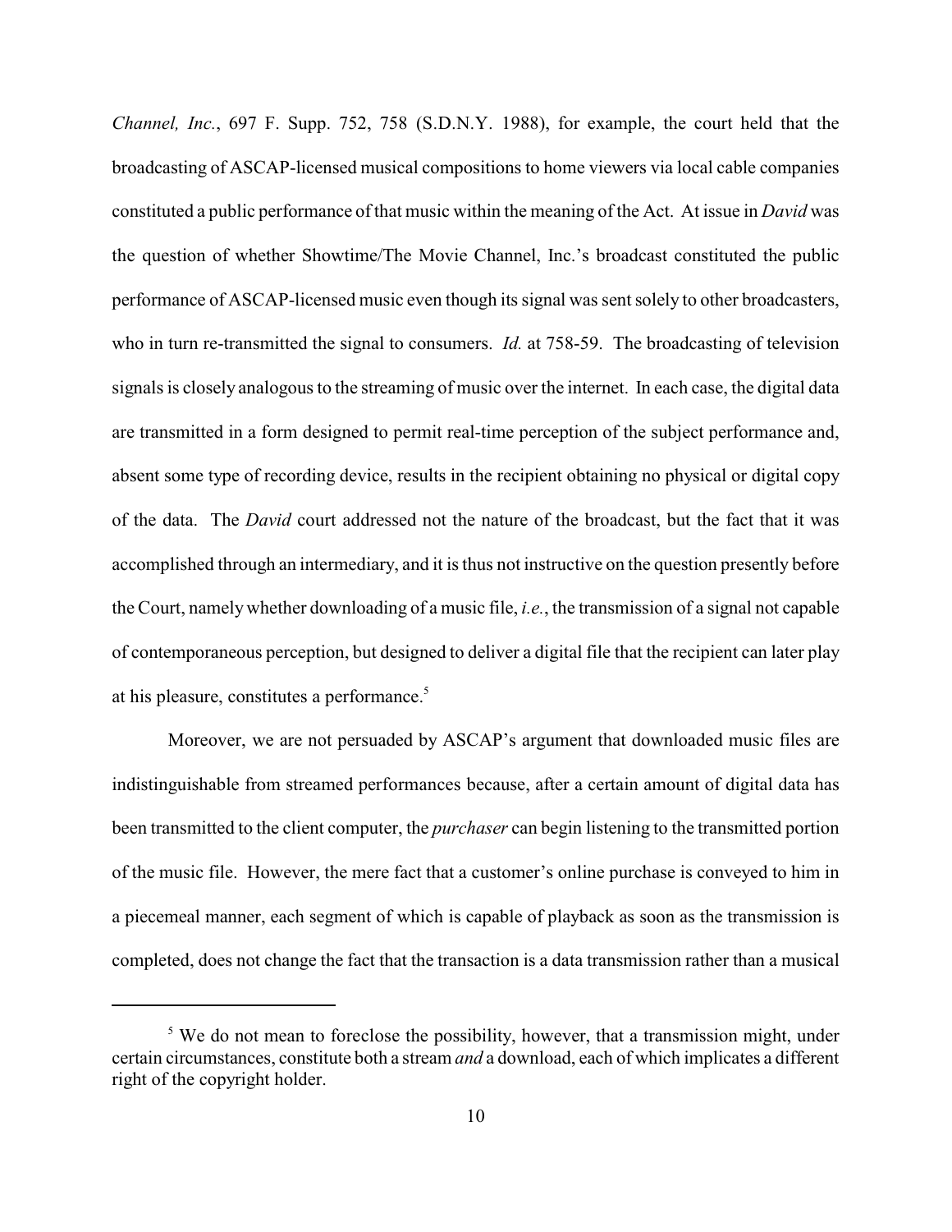*Channel, Inc.*, 697 F. Supp. 752, 758 (S.D.N.Y. 1988), for example, the court held that the broadcasting of ASCAP-licensed musical compositions to home viewers via local cable companies constituted a public performance of that music within the meaning of the Act. At issue in *David* was the question of whether Showtime/The Movie Channel, Inc.'s broadcast constituted the public performance of ASCAP-licensed music even though its signal was sent solely to other broadcasters, who in turn re-transmitted the signal to consumers. *Id.* at 758-59. The broadcasting of television signals is closely analogous to the streaming of music over the internet. In each case, the digital data are transmitted in a form designed to permit real-time perception of the subject performance and, absent some type of recording device, results in the recipient obtaining no physical or digital copy of the data. The *David* court addressed not the nature of the broadcast, but the fact that it was accomplished through an intermediary, and it is thus not instructive on the question presently before the Court, namely whether downloading of a music file, *i.e.*, the transmission of a signal not capable of contemporaneous perception, but designed to deliver a digital file that the recipient can later play at his pleasure, constitutes a performance.[5]

Moreover, we are not persuaded by ASCAP's argument that downloaded music files are indistinguishable from streamed performances because, after a certain amount of digital data has been transmitted to the client computer, the *purchaser* can begin listening to the transmitted portion of the music file. However, the mere fact that a customer's online purchase is conveyed to him in a piecemeal manner, each segment of which is capable of playback as soon as the transmission is completed, does not change the fact that the transaction is a data transmission rather than a musical

[5] We do not mean to foreclose the possibility, however, that a transmission might, under certain circumstances, constitute both a stream *and* a download, each of which implicates a different right of the copyright holder.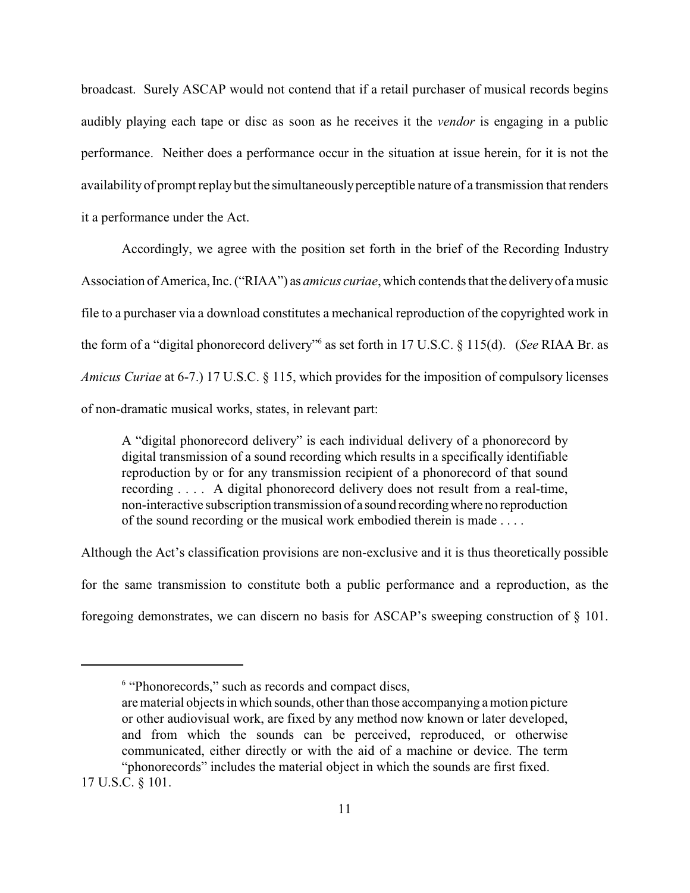broadcast. Surely ASCAP would not contend that if a retail purchaser of musical records begins audibly playing each tape or disc as soon as he receives it the *vendor* is engaging in a public performance. Neither does a performance occur in the situation at issue herein, for it is not the availability of prompt replay but the simultaneously perceptible nature of a transmission that renders it a performance under the Act.

Accordingly, we agree with the position set forth in the brief of the Recording Industry Association of America, Inc. ("RIAA") as *amicus curiae*, which contends that the delivery of a music file to a purchaser via a download constitutes a mechanical reproduction of the copyrighted work in the form of a "digital phonorecord delivery"[6] as set forth in 17 U.S.C. § 115(d). (*See* RIAA Br. as *Amicus Curiae* at 6-7.) 17 U.S.C. § 115, which provides for the imposition of compulsory licenses of non-dramatic musical works, states, in relevant part:

> A "digital phonorecord delivery" is each individual delivery of a phonorecord by digital transmission of a sound recording which results in a specifically identifiable reproduction by or for any transmission recipient of a phonorecord of that sound recording . . . . A digital phonorecord delivery does not result from a real-time, non-interactive subscription transmission of a sound recording where no reproduction of the sound recording or the musical work embodied therein is made . . . .

Although the Act's classification provisions are non-exclusive and it is thus theoretically possible for the same transmission to constitute both a public performance and a reproduction, as the foregoing demonstrates, we can discern no basis for ASCAP's sweeping construction of § 101.

---

[6] "Phonorecords," such as records and compact discs,

> are material objects in which sounds, other than those accompanying a motion picture or other audiovisual work, are fixed by any method now known or later developed, and from which the sounds can be perceived, reproduced, or otherwise communicated, either directly or with the aid of a machine or device. The term "phonorecords" includes the material object in which the sounds are first fixed.

17 U.S.C. § 101.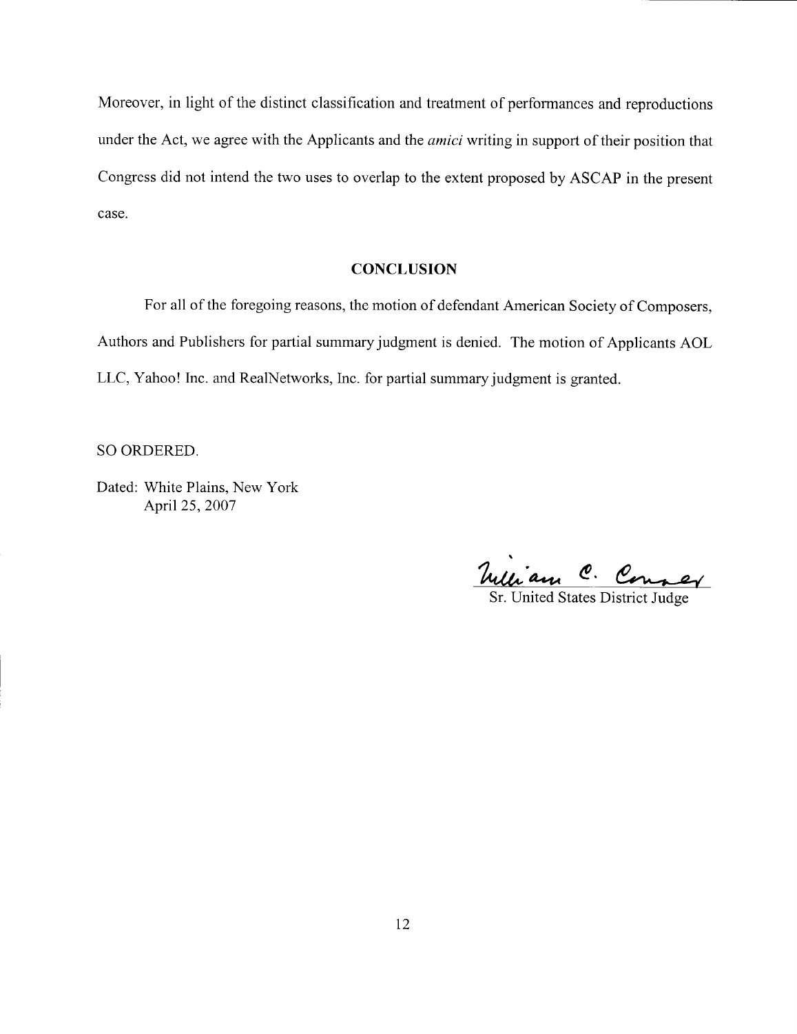Moreover, in light of the distinct classification and treatment of performances and reproductions under the Act, we agree with the Applicants and the *amici* writing in support of their position that Congress did not intend the two uses to overlap to the extent proposed by ASCAP in the present case.

## CONCLUSION

For all of the foregoing reasons, the motion of defendant American Society of Composers, Authors and Publishers for partial summary judgment is denied. The motion of Applicants AOL LLC, Yahoo! Inc. and RealNetworks, Inc. for partial summary judgment is granted.

SO ORDERED.

Dated: White Plains, New York
April 25, 2007

William C. Conner
Sr. United States District Judge